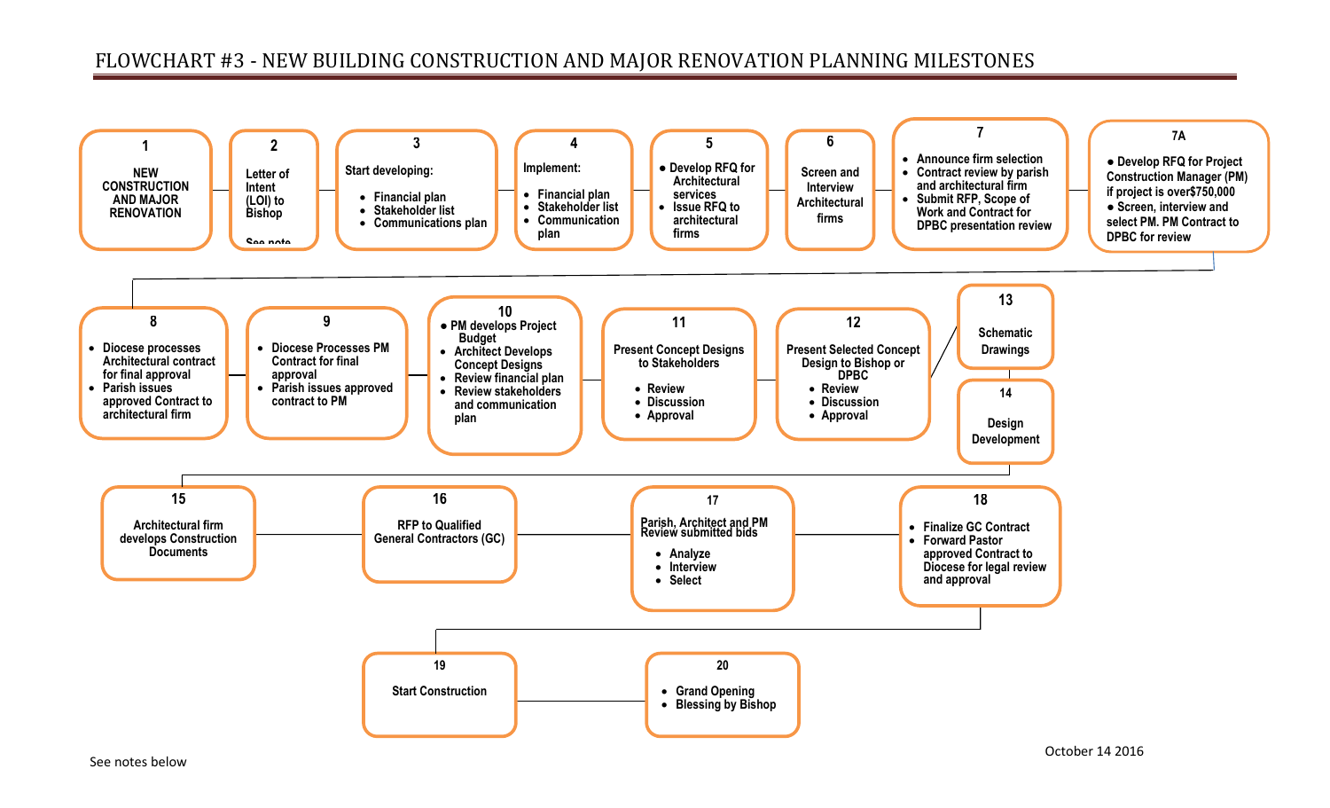# FLOWCHART #3 - NEW BUILDING CONSTRUCTION AND MAJOR RENOVATION PLANNING MILESTONES

**1**
NEW CONSTRUCTION AND MAJOR RENOVATION

**2**
Letter of Intent (LOI) to Bishop
See note

**3**
Start developing:
- Financial plan
- Stakeholder list
- Communications plan

**4**
Implement:
- Financial plan
- Stakeholder list
- Communication plan

**5**
- Develop RFQ for Architectural services
- Issue RFQ to architectural firms

**6**
Screen and Interview Architectural firms

**7**
- Announce firm selection
- Contract review by parish and architectural firm
- Submit RFP, Scope of Work and Contract for DPBC presentation review

**7A**
- Develop RFQ for Project Construction Manager (PM) if project is over$750,000
- Screen, interview and select PM. PM Contract to DPBC for review

**8**
- Diocese processes Architectural contract for final approval
- Parish issues approved Contract to architectural firm

**9**
- Diocese Processes PM Contract for final approval
- Parish issues approved contract to PM

**10**
- PM develops Project Budget
- Architect Develops Concept Designs
- Review financial plan
- Review stakeholders and communication plan

**11**
Present Concept Designs to Stakeholders
- Review
- Discussion
- Approval

**12**
Present Selected Concept Design to Bishop or DPBC
- Review
- Discussion
- Approval

**13**
Schematic Drawings

**14**
Design Development

**15**
Architectural firm develops Construction Documents

**16**
RFP to Qualified General Contractors (GC)

**17**
Parish, Architect and PM Review submitted bids
- Analyze
- Interview
- Select

**18**
- Finalize GC Contract
- Forward Pastor approved Contract to Diocese for legal review and approval

**19**
Start Construction

**20**
- Grand Opening
- Blessing by Bishop

See notes below

October 14 2016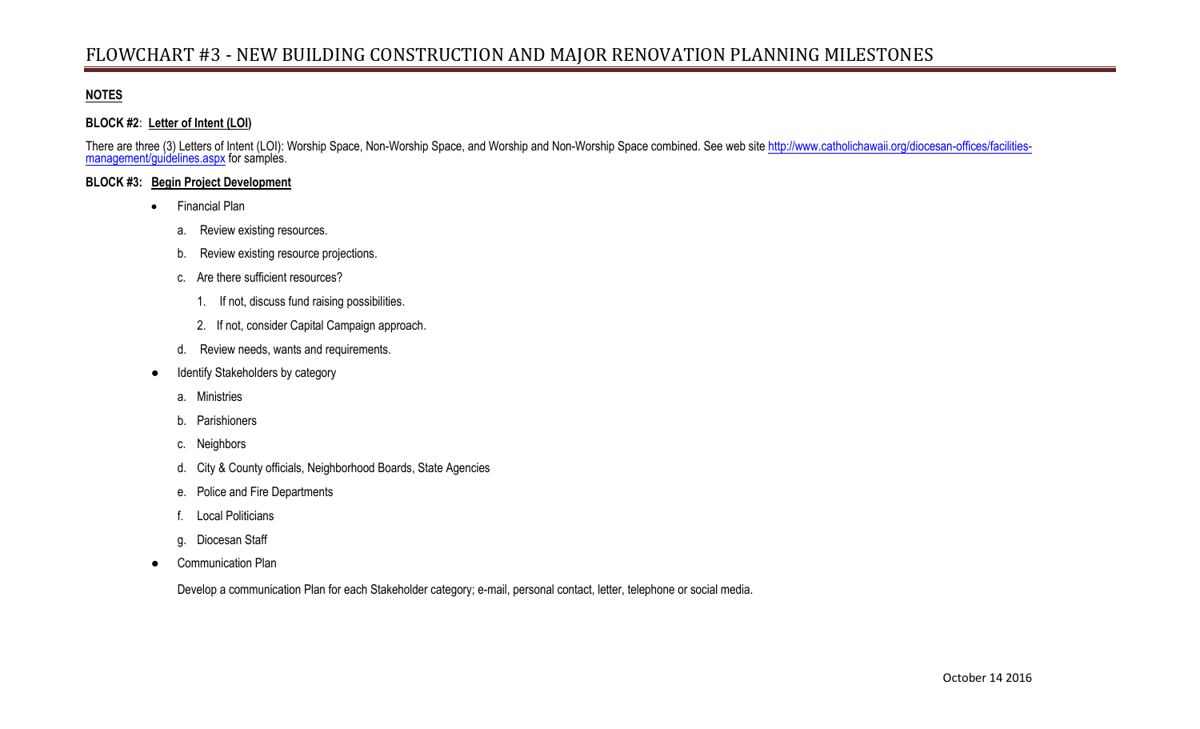# FLOWCHART #3 - NEW BUILDING CONSTRUCTION AND MAJOR RENOVATION PLANNING MILESTONES

**NOTES**

**BLOCK #2: Letter of Intent (LOI)**

There are three (3) Letters of Intent (LOI): Worship Space, Non-Worship Space, and Worship and Non-Worship Space combined. See web site http://www.catholichawaii.org/diocesan-offices/facilities-management/guidelines.aspx for samples.

**BLOCK #3: Begin Project Development**

- Financial Plan
  - a. Review existing resources.
  - b. Review existing resource projections.
  - c. Are there sufficient resources?
    - 1. If not, discuss fund raising possibilities.
    - 2. If not, consider Capital Campaign approach.
  - d. Review needs, wants and requirements.
- Identify Stakeholders by category
  - a. Ministries
  - b. Parishioners
  - c. Neighbors
  - d. City & County officials, Neighborhood Boards, State Agencies
  - e. Police and Fire Departments
  - f. Local Politicians
  - g. Diocesan Staff
- Communication Plan

  Develop a communication Plan for each Stakeholder category; e-mail, personal contact, letter, telephone or social media.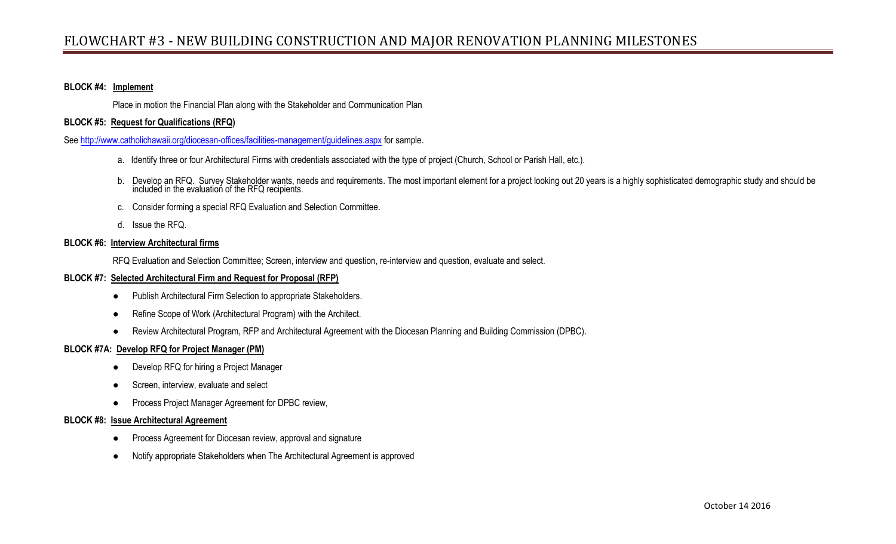# FLOWCHART #3 - NEW BUILDING CONSTRUCTION AND MAJOR RENOVATION PLANNING MILESTONES

**BLOCK #4: Implement**

Place in motion the Financial Plan along with the Stakeholder and Communication Plan

**BLOCK #5: Request for Qualifications (RFQ)**

See http://www.catholichawaii.org/diocesan-offices/facilities-management/guidelines.aspx for sample.

a. Identify three or four Architectural Firms with credentials associated with the type of project (Church, School or Parish Hall, etc.).

b. Develop an RFQ. Survey Stakeholder wants, needs and requirements. The most important element for a project looking out 20 years is a highly sophisticated demographic study and should be included in the evaluation of the RFQ recipients.

c. Consider forming a special RFQ Evaluation and Selection Committee.

d. Issue the RFQ.

**BLOCK #6: Interview Architectural firms**

RFQ Evaluation and Selection Committee; Screen, interview and question, re-interview and question, evaluate and select.

**BLOCK #7: Selected Architectural Firm and Request for Proposal (RFP)**

- Publish Architectural Firm Selection to appropriate Stakeholders.
- Refine Scope of Work (Architectural Program) with the Architect.
- Review Architectural Program, RFP and Architectural Agreement with the Diocesan Planning and Building Commission (DPBC).

**BLOCK #7A: Develop RFQ for Project Manager (PM)**

- Develop RFQ for hiring a Project Manager
- Screen, interview, evaluate and select
- Process Project Manager Agreement for DPBC review,

**BLOCK #8: Issue Architectural Agreement**

- Process Agreement for Diocesan review, approval and signature
- Notify appropriate Stakeholders when The Architectural Agreement is approved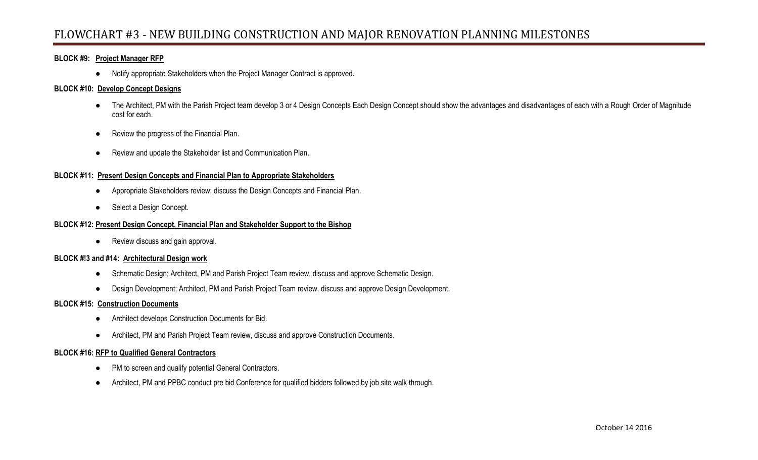# FLOWCHART #3 - NEW BUILDING CONSTRUCTION AND MAJOR RENOVATION PLANNING MILESTONES

**BLOCK #9: Project Manager RFP**

- Notify appropriate Stakeholders when the Project Manager Contract is approved.

**BLOCK #10: Develop Concept Designs**

- The Architect, PM with the Parish Project team develop 3 or 4 Design Concepts Each Design Concept should show the advantages and disadvantages of each with a Rough Order of Magnitude cost for each.
- Review the progress of the Financial Plan.
- Review and update the Stakeholder list and Communication Plan.

**BLOCK #11: Present Design Concepts and Financial Plan to Appropriate Stakeholders**

- Appropriate Stakeholders review; discuss the Design Concepts and Financial Plan.
- Select a Design Concept.

**BLOCK #12: Present Design Concept, Financial Plan and Stakeholder Support to the Bishop**

- Review discuss and gain approval.

**BLOCK #!3 and #14: Architectural Design work**

- Schematic Design; Architect, PM and Parish Project Team review, discuss and approve Schematic Design.
- Design Development; Architect, PM and Parish Project Team review, discuss and approve Design Development.

**BLOCK #15: Construction Documents**

- Architect develops Construction Documents for Bid.
- Architect, PM and Parish Project Team review, discuss and approve Construction Documents.

**BLOCK #16: RFP to Qualified General Contractors**

- PM to screen and qualify potential General Contractors.
- Architect, PM and PPBC conduct pre bid Conference for qualified bidders followed by job site walk through.

October 14 2016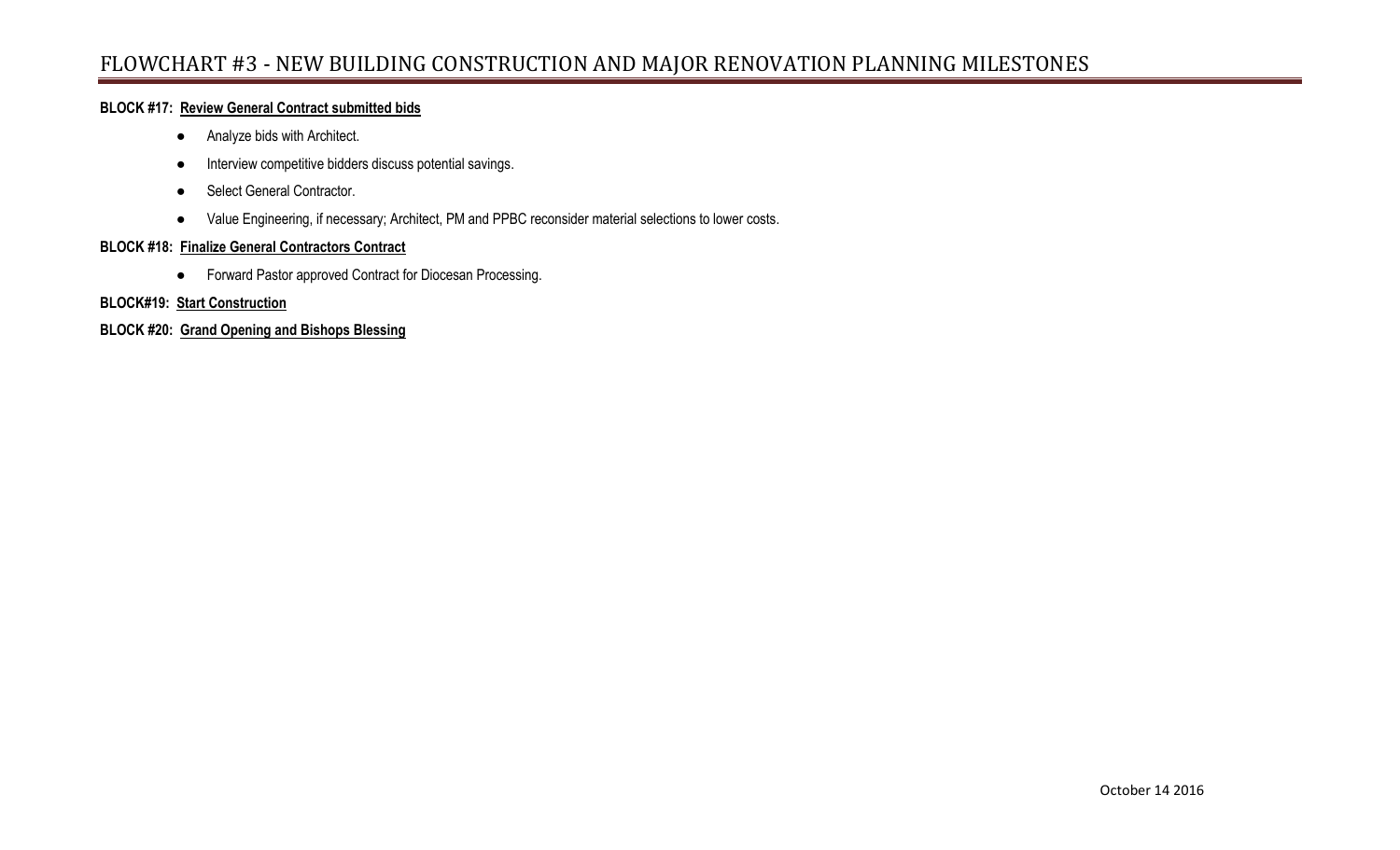**BLOCK #17: Review General Contract submitted bids**

- Analyze bids with Architect.
- Interview competitive bidders discuss potential savings.
- Select General Contractor.
- Value Engineering, if necessary; Architect, PM and PPBC reconsider material selections to lower costs.

**BLOCK #18: Finalize General Contractors Contract**

- Forward Pastor approved Contract for Diocesan Processing.

**BLOCK#19: Start Construction**

**BLOCK #20: Grand Opening and Bishops Blessing**